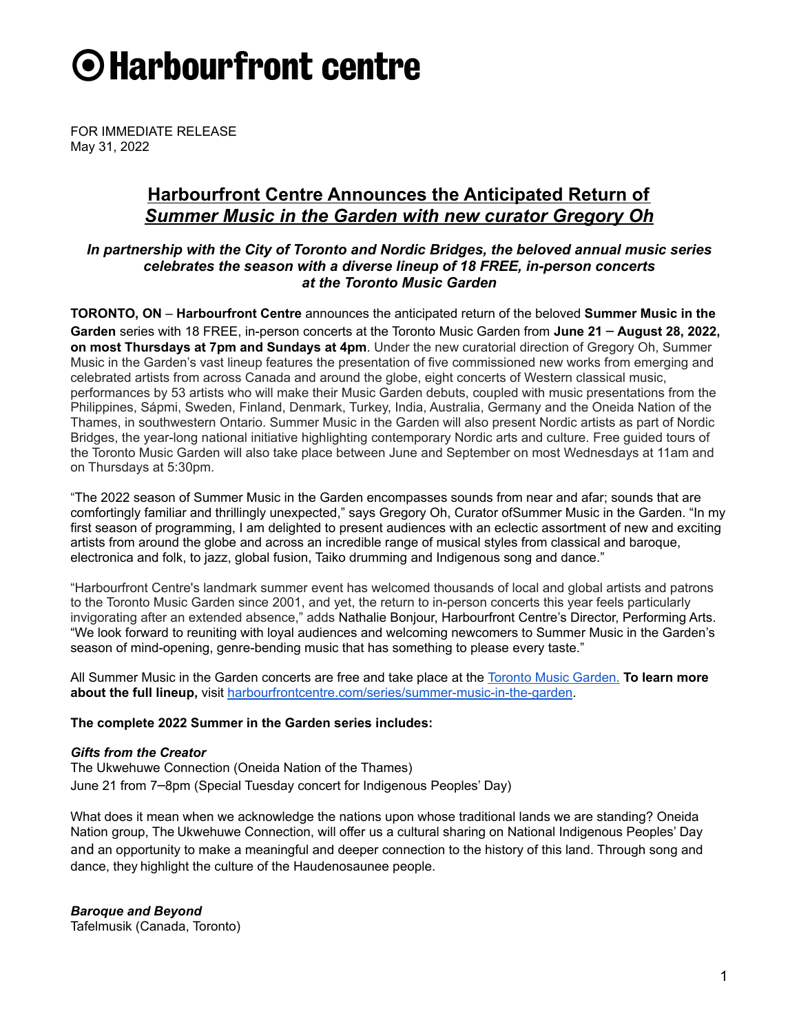# ⦿Harbourfront centre

FOR IMMEDIATE RELEASE
May 31, 2022

## Harbourfront Centre Announces the Anticipated Return of *Summer Music in the Garden with new curator Gregory Oh*

***In partnership with the City of Toronto and Nordic Bridges, the beloved annual music series celebrates the season with a diverse lineup of 18 FREE, in-person concerts at the Toronto Music Garden***

**TORONTO, ON** – **Harbourfront Centre** announces the anticipated return of the beloved **Summer Music in the Garden** series with 18 FREE, in-person concerts at the Toronto Music Garden from **June 21 – August 28, 2022, on most Thursdays at 7pm and Sundays at 4pm**. Under the new curatorial direction of Gregory Oh, Summer Music in the Garden's vast lineup features the presentation of five commissioned new works from emerging and celebrated artists from across Canada and around the globe, eight concerts of Western classical music, performances by 53 artists who will make their Music Garden debuts, coupled with music presentations from the Philippines, Sápmi, Sweden, Finland, Denmark, Turkey, India, Australia, Germany and the Oneida Nation of the Thames, in southwestern Ontario. Summer Music in the Garden will also present Nordic artists as part of Nordic Bridges, the year-long national initiative highlighting contemporary Nordic arts and culture. Free guided tours of the Toronto Music Garden will also take place between June and September on most Wednesdays at 11am and on Thursdays at 5:30pm.

"The 2022 season of Summer Music in the Garden encompasses sounds from near and afar; sounds that are comfortingly familiar and thrillingly unexpected," says Gregory Oh, Curator ofSummer Music in the Garden. "In my first season of programming, I am delighted to present audiences with an eclectic assortment of new and exciting artists from around the globe and across an incredible range of musical styles from classical and baroque, electronica and folk, to jazz, global fusion, Taiko drumming and Indigenous song and dance."

"Harbourfront Centre's landmark summer event has welcomed thousands of local and global artists and patrons to the Toronto Music Garden since 2001, and yet, the return to in-person concerts this year feels particularly invigorating after an extended absence," adds Nathalie Bonjour, Harbourfront Centre's Director, Performing Arts. "We look forward to reuniting with loyal audiences and welcoming newcomers to Summer Music in the Garden's season of mind-opening, genre-bending music that has something to please every taste."

All Summer Music in the Garden concerts are free and take place at the [Toronto Music Garden.](Toronto Music Garden) **To learn more about the full lineup,** visit [harbourfrontcentre.com/series/summer-music-in-the-garden](harbourfrontcentre.com/series/summer-music-in-the-garden).

**The complete 2022 Summer in the Garden series includes:**

***Gifts from the Creator***
The Ukwehuwe Connection (Oneida Nation of the Thames)
June 21 from 7–8pm (Special Tuesday concert for Indigenous Peoples' Day)

What does it mean when we acknowledge the nations upon whose traditional lands we are standing? Oneida Nation group, The Ukwehuwe Connection, will offer us a cultural sharing on National Indigenous Peoples' Day and an opportunity to make a meaningful and deeper connection to the history of this land. Through song and dance, they highlight the culture of the Haudenosaunee people.

***Baroque and Beyond***
Tafelmusik (Canada, Toronto)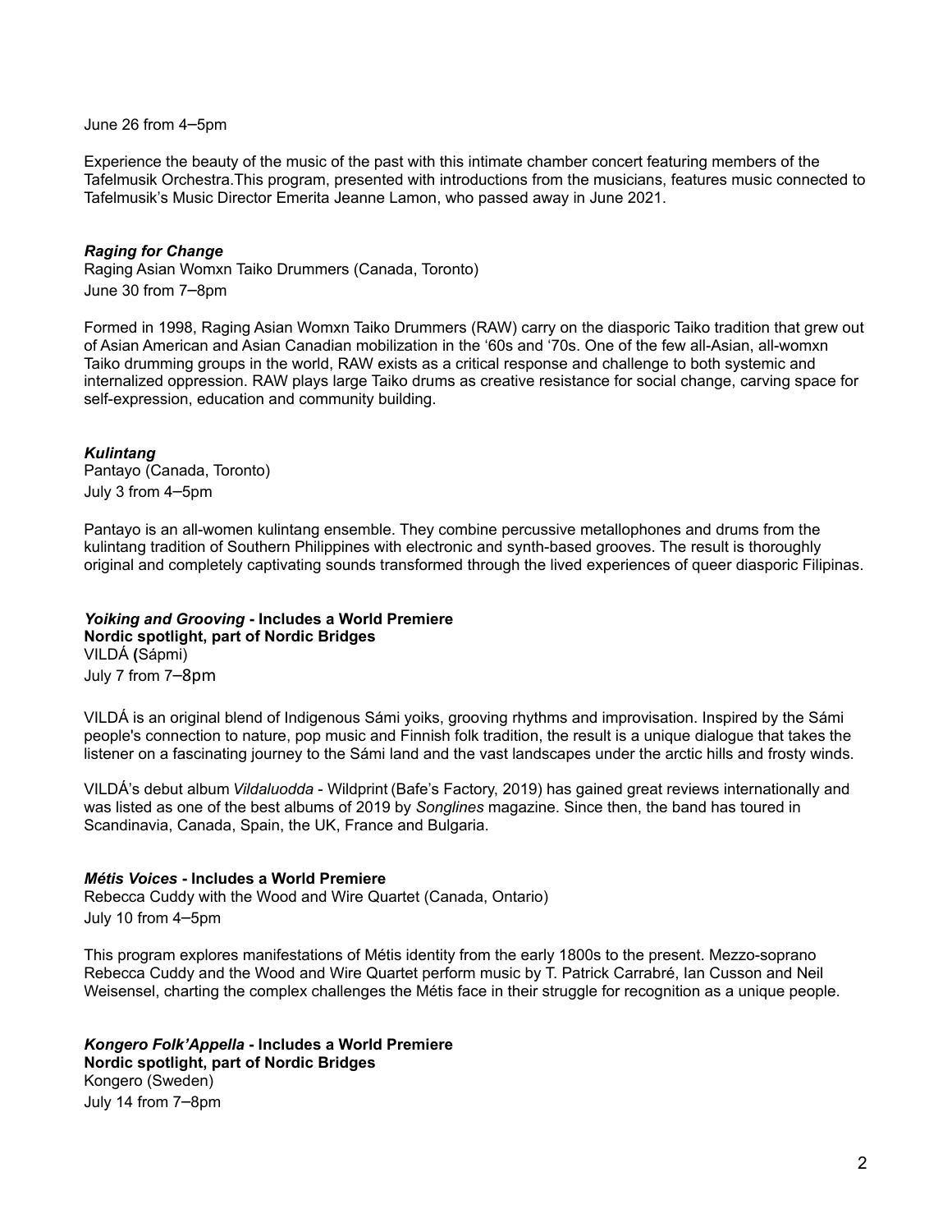June 26 from 4–5pm

Experience the beauty of the music of the past with this intimate chamber concert featuring members of the Tafelmusik Orchestra.This program, presented with introductions from the musicians, features music connected to Tafelmusik's Music Director Emerita Jeanne Lamon, who passed away in June 2021.

***Raging for Change***
Raging Asian Womxn Taiko Drummers (Canada, Toronto)
June 30 from 7–8pm

Formed in 1998, Raging Asian Womxn Taiko Drummers (RAW) carry on the diasporic Taiko tradition that grew out of Asian American and Asian Canadian mobilization in the '60s and '70s. One of the few all-Asian, all-womxn Taiko drumming groups in the world, RAW exists as a critical response and challenge to both systemic and internalized oppression. RAW plays large Taiko drums as creative resistance for social change, carving space for self-expression, education and community building.

***Kulintang***
Pantayo (Canada, Toronto)
July 3 from 4–5pm

Pantayo is an all-women kulintang ensemble. They combine percussive metallophones and drums from the kulintang tradition of Southern Philippines with electronic and synth-based grooves. The result is thoroughly original and completely captivating sounds transformed through the lived experiences of queer diasporic Filipinas.

***Yoiking and Grooving*** **- Includes a World Premiere**
**Nordic spotlight, part of Nordic Bridges**
VILDÁ **(**Sápmi)
July 7 from 7–8pm

VILDÁ is an original blend of Indigenous Sámi yoiks, grooving rhythms and improvisation. Inspired by the Sámi people's connection to nature, pop music and Finnish folk tradition, the result is a unique dialogue that takes the listener on a fascinating journey to the Sámi land and the vast landscapes under the arctic hills and frosty winds.

VILDÁ's debut album *Vildaluodda* - Wildprint (Bafe's Factory, 2019) has gained great reviews internationally and was listed as one of the best albums of 2019 by *Songlines* magazine. Since then, the band has toured in Scandinavia, Canada, Spain, the UK, France and Bulgaria.

***Métis Voices*** **- Includes a World Premiere**
Rebecca Cuddy with the Wood and Wire Quartet (Canada, Ontario)
July 10 from 4–5pm

This program explores manifestations of Métis identity from the early 1800s to the present. Mezzo-soprano Rebecca Cuddy and the Wood and Wire Quartet perform music by T. Patrick Carrabré, Ian Cusson and Neil Weisensel, charting the complex challenges the Métis face in their struggle for recognition as a unique people.

***Kongero Folk'Appella*** **- Includes a World Premiere**
**Nordic spotlight, part of Nordic Bridges**
Kongero (Sweden)
July 14 from 7–8pm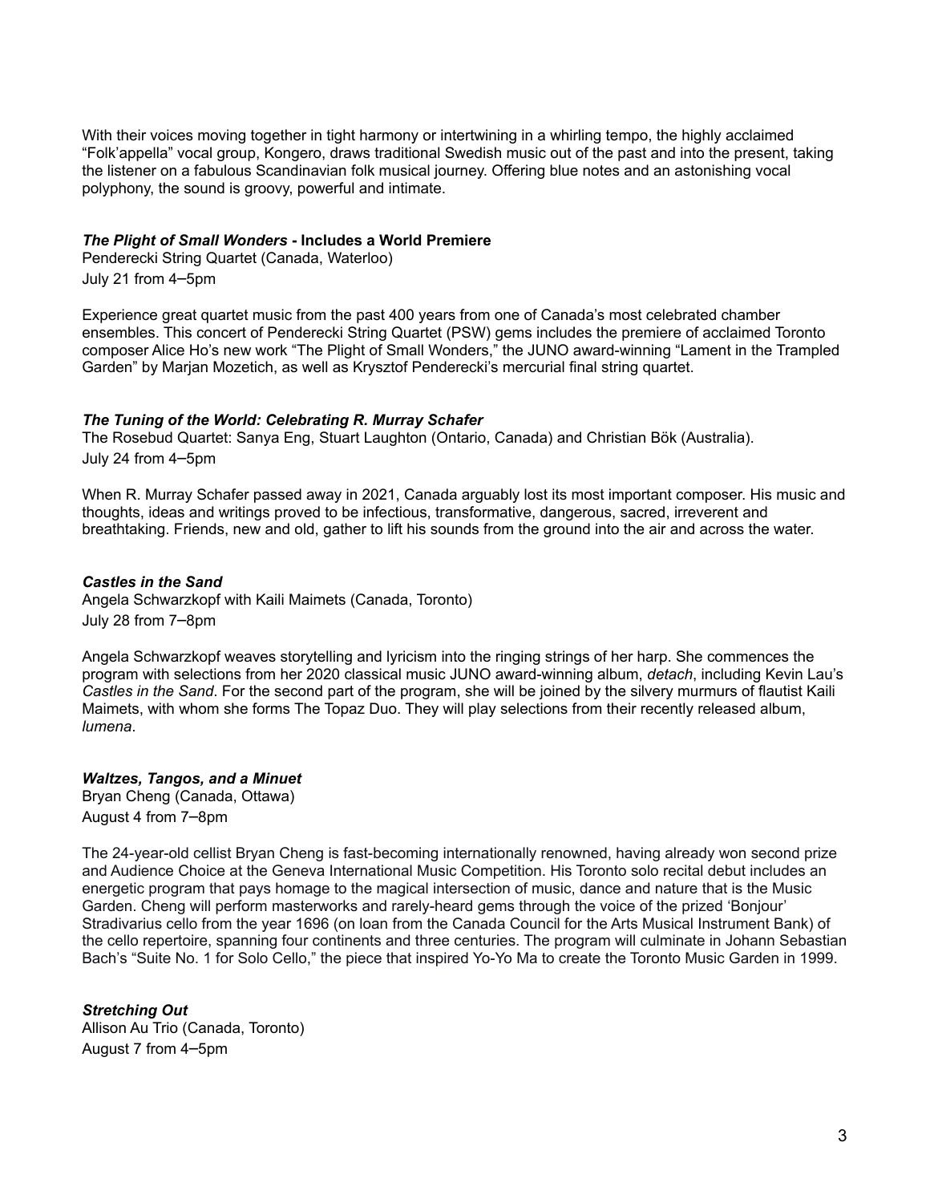With their voices moving together in tight harmony or intertwining in a whirling tempo, the highly acclaimed "Folk'appella" vocal group, Kongero, draws traditional Swedish music out of the past and into the present, taking the listener on a fabulous Scandinavian folk musical journey. Offering blue notes and an astonishing vocal polyphony, the sound is groovy, powerful and intimate.

***The Plight of Small Wonders*** **- Includes a World Premiere**
Penderecki String Quartet (Canada, Waterloo)
July 21 from 4–5pm

Experience great quartet music from the past 400 years from one of Canada's most celebrated chamber ensembles. This concert of Penderecki String Quartet (PSW) gems includes the premiere of acclaimed Toronto composer Alice Ho's new work "The Plight of Small Wonders," the JUNO award-winning "Lament in the Trampled Garden" by Marjan Mozetich, as well as Krysztof Penderecki's mercurial final string quartet.

***The Tuning of the World: Celebrating R. Murray Schafer***
The Rosebud Quartet: Sanya Eng, Stuart Laughton (Ontario, Canada) and Christian Bök (Australia).
July 24 from 4–5pm

When R. Murray Schafer passed away in 2021, Canada arguably lost its most important composer. His music and thoughts, ideas and writings proved to be infectious, transformative, dangerous, sacred, irreverent and breathtaking. Friends, new and old, gather to lift his sounds from the ground into the air and across the water.

***Castles in the Sand***
Angela Schwarzkopf with Kaili Maimets (Canada, Toronto)
July 28 from 7–8pm

Angela Schwarzkopf weaves storytelling and lyricism into the ringing strings of her harp. She commences the program with selections from her 2020 classical music JUNO award-winning album, *detach*, including Kevin Lau's *Castles in the Sand*. For the second part of the program, she will be joined by the silvery murmurs of flautist Kaili Maimets, with whom she forms The Topaz Duo. They will play selections from their recently released album, *lumena*.

***Waltzes, Tangos, and a Minuet***
Bryan Cheng (Canada, Ottawa)
August 4 from 7–8pm

The 24-year-old cellist Bryan Cheng is fast-becoming internationally renowned, having already won second prize and Audience Choice at the Geneva International Music Competition. His Toronto solo recital debut includes an energetic program that pays homage to the magical intersection of music, dance and nature that is the Music Garden. Cheng will perform masterworks and rarely-heard gems through the voice of the prized 'Bonjour' Stradivarius cello from the year 1696 (on loan from the Canada Council for the Arts Musical Instrument Bank) of the cello repertoire, spanning four continents and three centuries. The program will culminate in Johann Sebastian Bach's "Suite No. 1 for Solo Cello," the piece that inspired Yo-Yo Ma to create the Toronto Music Garden in 1999.

***Stretching Out***
Allison Au Trio (Canada, Toronto)
August 7 from 4–5pm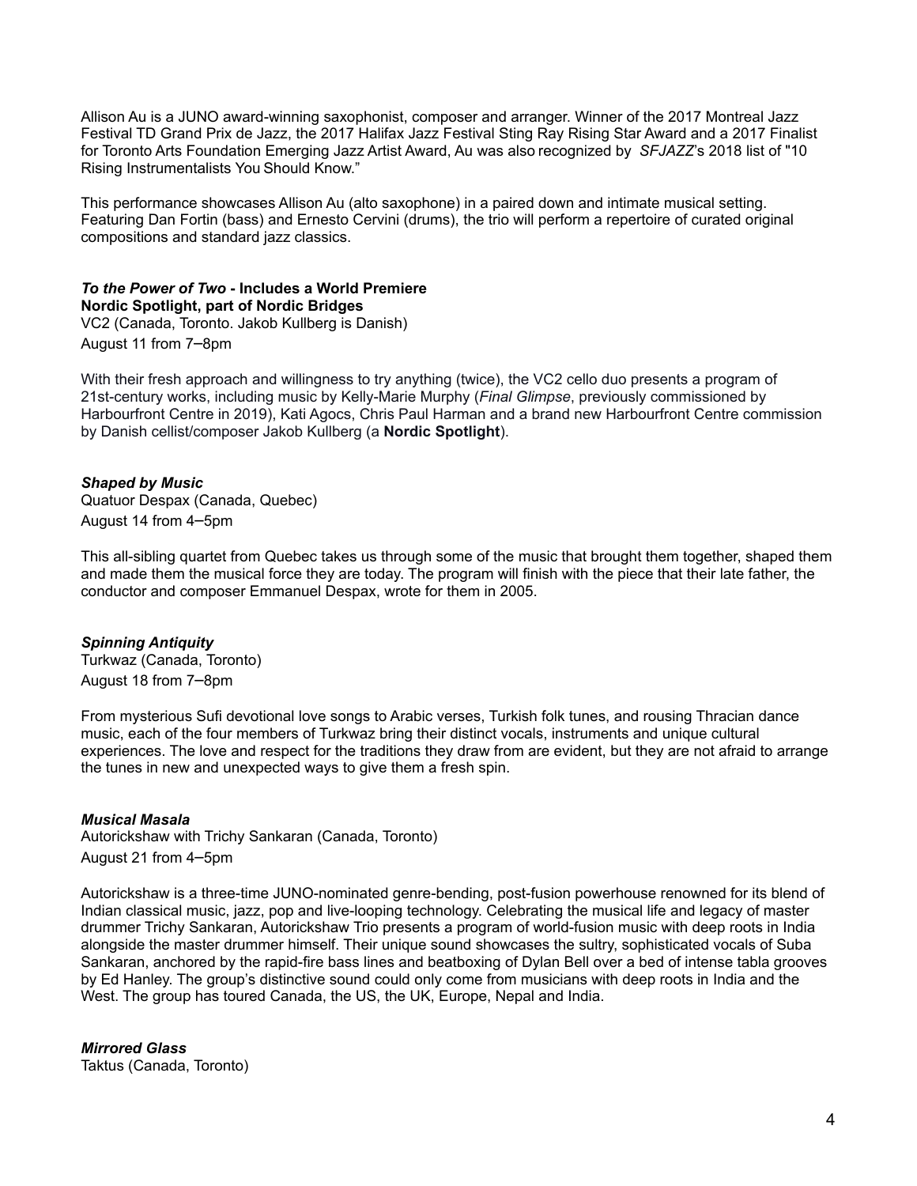Allison Au is a JUNO award-winning saxophonist, composer and arranger. Winner of the 2017 Montreal Jazz Festival TD Grand Prix de Jazz, the 2017 Halifax Jazz Festival Sting Ray Rising Star Award and a 2017 Finalist for Toronto Arts Foundation Emerging Jazz Artist Award, Au was also recognized by *SFJAZZ*'s 2018 list of "10 Rising Instrumentalists You Should Know."

This performance showcases Allison Au (alto saxophone) in a paired down and intimate musical setting. Featuring Dan Fortin (bass) and Ernesto Cervini (drums), the trio will perform a repertoire of curated original compositions and standard jazz classics.

***To the Power of Two* - Includes a World Premiere**
**Nordic Spotlight, part of Nordic Bridges**
VC2 (Canada, Toronto. Jakob Kullberg is Danish)
August 11 from 7–8pm

With their fresh approach and willingness to try anything (twice), the VC2 cello duo presents a program of 21st-century works, including music by Kelly-Marie Murphy (*Final Glimpse*, previously commissioned by Harbourfront Centre in 2019), Kati Agocs, Chris Paul Harman and a brand new Harbourfront Centre commission by Danish cellist/composer Jakob Kullberg (a **Nordic Spotlight**).

***Shaped by Music***
Quatuor Despax (Canada, Quebec)
August 14 from 4–5pm

This all-sibling quartet from Quebec takes us through some of the music that brought them together, shaped them and made them the musical force they are today. The program will finish with the piece that their late father, the conductor and composer Emmanuel Despax, wrote for them in 2005.

***Spinning Antiquity***
Turkwaz (Canada, Toronto)
August 18 from 7–8pm

From mysterious Sufi devotional love songs to Arabic verses, Turkish folk tunes, and rousing Thracian dance music, each of the four members of Turkwaz bring their distinct vocals, instruments and unique cultural experiences. The love and respect for the traditions they draw from are evident, but they are not afraid to arrange the tunes in new and unexpected ways to give them a fresh spin.

***Musical Masala***
Autorickshaw with Trichy Sankaran (Canada, Toronto)
August 21 from 4–5pm

Autorickshaw is a three-time JUNO-nominated genre-bending, post-fusion powerhouse renowned for its blend of Indian classical music, jazz, pop and live-looping technology. Celebrating the musical life and legacy of master drummer Trichy Sankaran, Autorickshaw Trio presents a program of world-fusion music with deep roots in India alongside the master drummer himself. Their unique sound showcases the sultry, sophisticated vocals of Suba Sankaran, anchored by the rapid-fire bass lines and beatboxing of Dylan Bell over a bed of intense tabla grooves by Ed Hanley. The group's distinctive sound could only come from musicians with deep roots in India and the West. The group has toured Canada, the US, the UK, Europe, Nepal and India.

***Mirrored Glass***
Taktus (Canada, Toronto)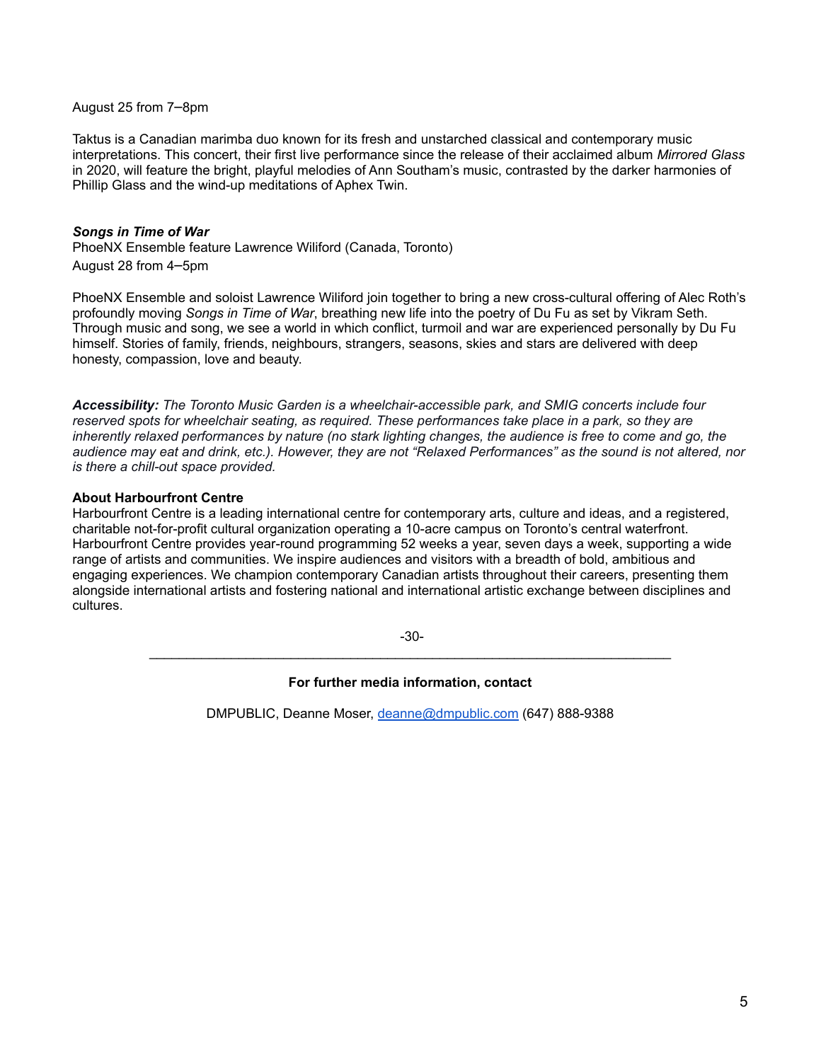August 25 from 7–8pm

Taktus is a Canadian marimba duo known for its fresh and unstarched classical and contemporary music interpretations. This concert, their first live performance since the release of their acclaimed album *Mirrored Glass* in 2020, will feature the bright, playful melodies of Ann Southam's music, contrasted by the darker harmonies of Phillip Glass and the wind-up meditations of Aphex Twin.

***Songs in Time of War***
PhoeNX Ensemble feature Lawrence Wiliford (Canada, Toronto)
August 28 from 4–5pm

PhoeNX Ensemble and soloist Lawrence Wiliford join together to bring a new cross-cultural offering of Alec Roth's profoundly moving *Songs in Time of War*, breathing new life into the poetry of Du Fu as set by Vikram Seth. Through music and song, we see a world in which conflict, turmoil and war are experienced personally by Du Fu himself. Stories of family, friends, neighbours, strangers, seasons, skies and stars are delivered with deep honesty, compassion, love and beauty.

***Accessibility:*** *The Toronto Music Garden is a wheelchair-accessible park, and SMIG concerts include four reserved spots for wheelchair seating, as required. These performances take place in a park, so they are inherently relaxed performances by nature (no stark lighting changes, the audience is free to come and go, the audience may eat and drink, etc.). However, they are not "Relaxed Performances" as the sound is not altered, nor is there a chill-out space provided.*

**About Harbourfront Centre**
Harbourfront Centre is a leading international centre for contemporary arts, culture and ideas, and a registered, charitable not-for-profit cultural organization operating a 10-acre campus on Toronto's central waterfront. Harbourfront Centre provides year-round programming 52 weeks a year, seven days a week, supporting a wide range of artists and communities. We inspire audiences and visitors with a breadth of bold, ambitious and engaging experiences. We champion contemporary Canadian artists throughout their careers, presenting them alongside international artists and fostering national and international artistic exchange between disciplines and cultures.

-30-

---

**For further media information, contact**

DMPUBLIC, Deanne Moser, deanne@dmpublic.com (647) 888-9388